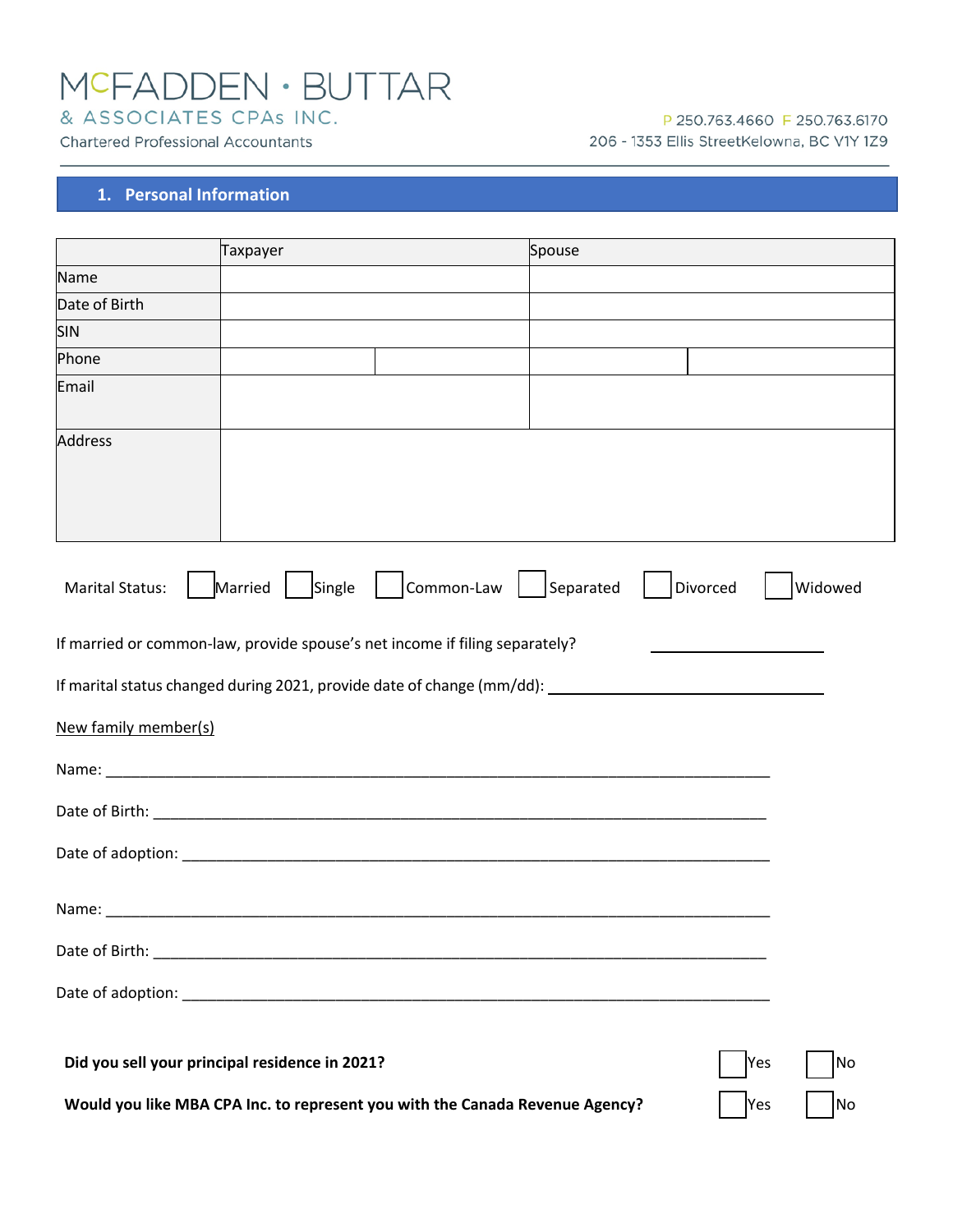# McFADDEN · BUTTAR

& ASSOCIATES CPAs INC.

Chartered Professional Accountants

P 250.763.4660 F 250.763.6170

206 - 1353 Ellis StreetKelowna, BC V1Y 1Z9

## 1. Personal Information

| | Taxpayer | | Spouse | |
|---|---|---|---|---|
| Name | | | | |
| Date of Birth | | | | |
| SIN | | | | |
| Phone | | | | |
| Email | | | | |
| Address | | | | |

Marital Status: ☐ Married ☐ Single ☐ Common-Law ☐ Separated ☐ Divorced ☐ Widowed

If married or common-law, provide spouse's net income if filing separately? ____________________

If marital status changed during 2021, provide date of change (mm/dd): ________________________________

New family member(s)

Name: ____________________________________________________________________________

Date of Birth: ______________________________________________________________________

Date of adoption: ___________________________________________________________________

Name: ____________________________________________________________________________

Date of Birth: ______________________________________________________________________

Date of adoption: ___________________________________________________________________

**Did you sell your principal residence in 2021?** ☐ Yes ☐ No

**Would you like MBA CPA Inc. to represent you with the Canada Revenue Agency?** ☐ Yes ☐ No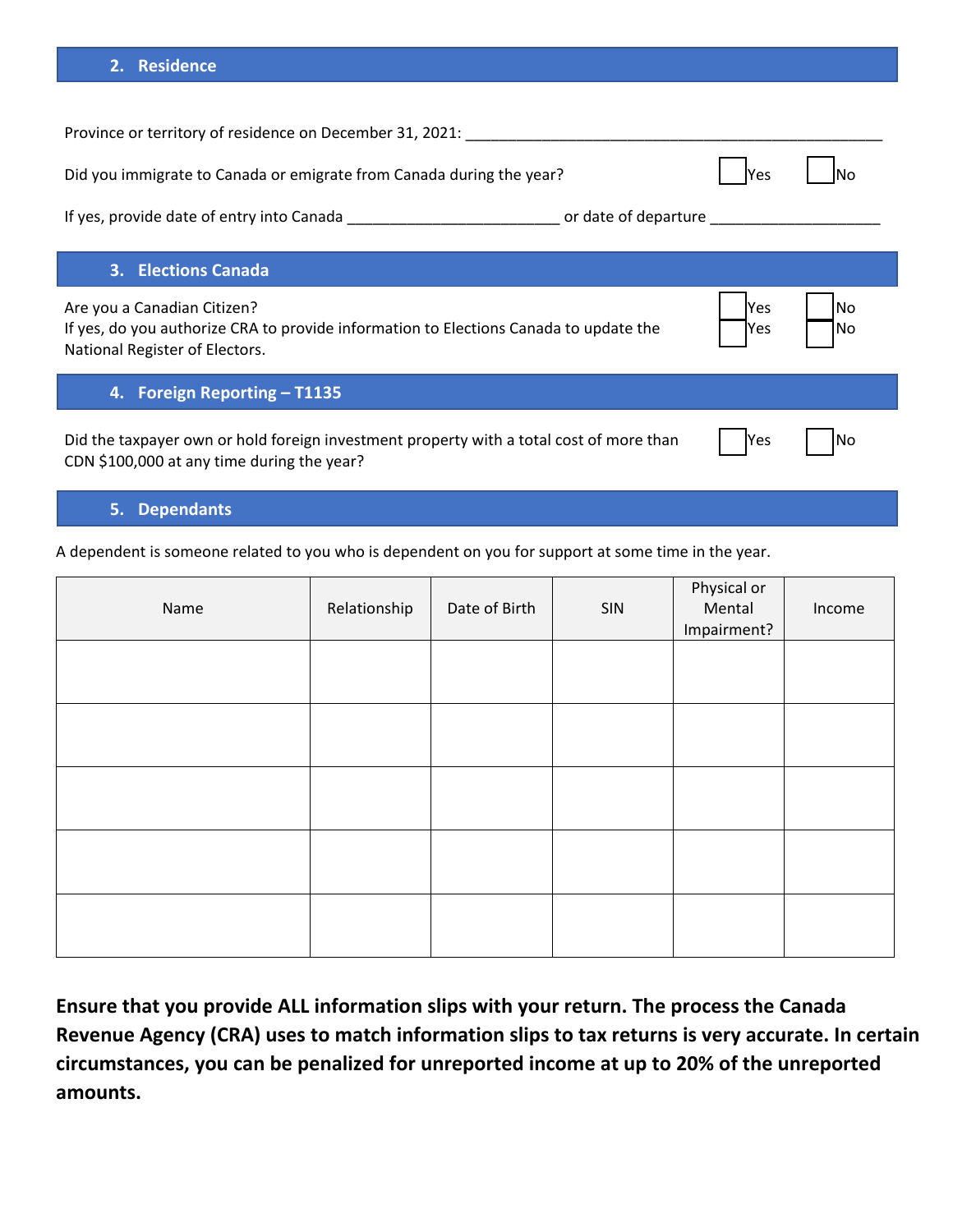## 2. Residence

Province or territory of residence on December 31, 2021: ___________________________________________________

Did you immigrate to Canada or emigrate from Canada during the year? ☐ Yes ☐ No

If yes, provide date of entry into Canada _________________________ or date of departure ____________________

## 3. Elections Canada

Are you a Canadian Citizen? ☐ Yes ☐ No

If yes, do you authorize CRA to provide information to Elections Canada to update the National Register of Electors. ☐ Yes ☐ No

## 4. Foreign Reporting – T1135

Did the taxpayer own or hold foreign investment property with a total cost of more than CDN $100,000 at any time during the year? ☐ Yes ☐ No

## 5. Dependants

A dependent is someone related to you who is dependent on you for support at some time in the year.

| Name | Relationship | Date of Birth | SIN | Physical or Mental Impairment? | Income |
|---|---|---|---|---|---|
| | | | | | |
| | | | | | |
| | | | | | |
| | | | | | |
| | | | | | |

**Ensure that you provide ALL information slips with your return. The process the Canada Revenue Agency (CRA) uses to match information slips to tax returns is very accurate. In certain circumstances, you can be penalized for unreported income at up to 20% of the unreported amounts.**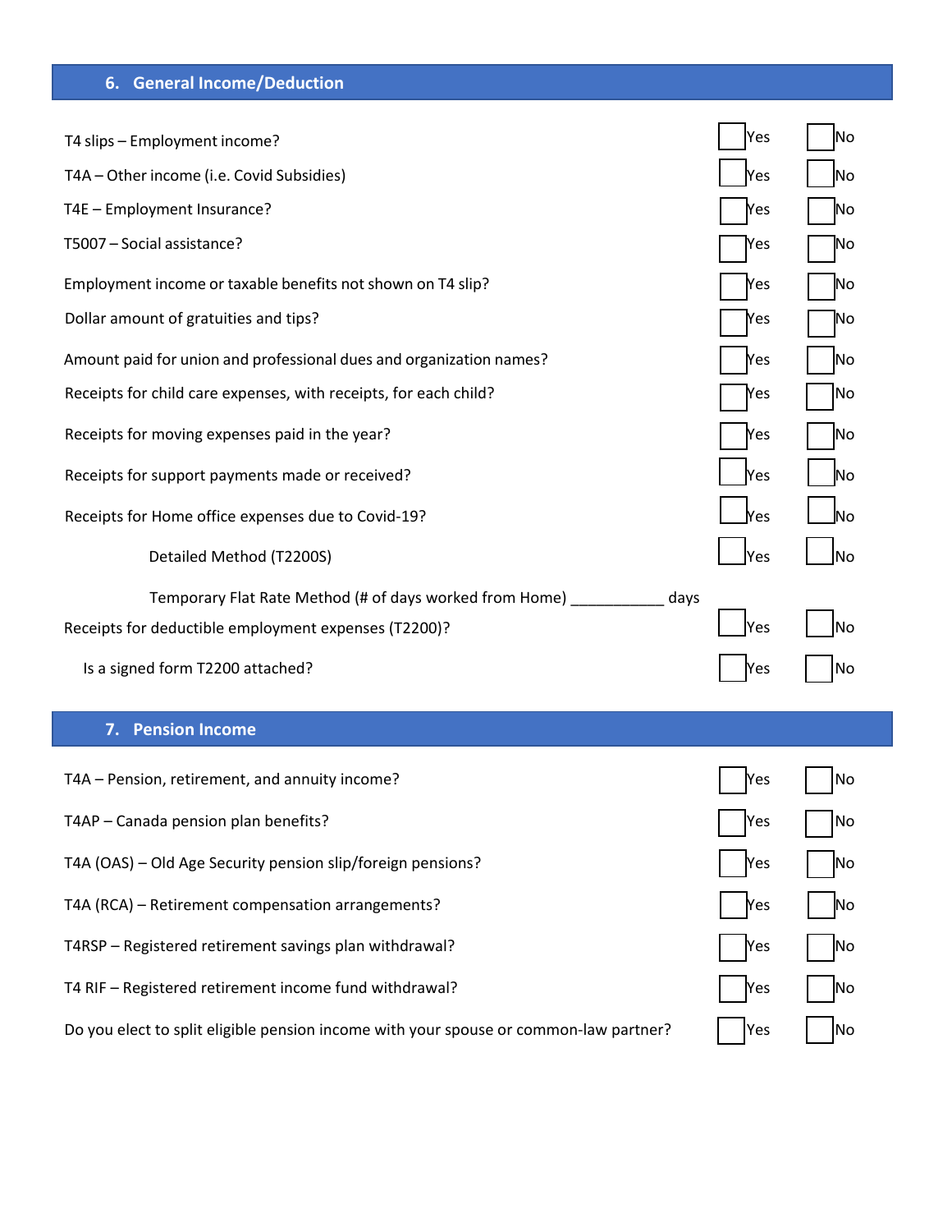## 6. General Income/Deduction

| | Yes | No |
|---|---|---|
| T4 slips – Employment income? | ☐ Yes | ☐ No |
| T4A – Other income (i.e. Covid Subsidies) | ☐ Yes | ☐ No |
| T4E – Employment Insurance? | ☐ Yes | ☐ No |
| T5007 – Social assistance? | ☐ Yes | ☐ No |
| Employment income or taxable benefits not shown on T4 slip? | ☐ Yes | ☐ No |
| Dollar amount of gratuities and tips? | ☐ Yes | ☐ No |
| Amount paid for union and professional dues and organization names? | ☐ Yes | ☐ No |
| Receipts for child care expenses, with receipts, for each child? | ☐ Yes | ☐ No |
| Receipts for moving expenses paid in the year? | ☐ Yes | ☐ No |
| Receipts for support payments made or received? | ☐ Yes | ☐ No |
| Receipts for Home office expenses due to Covid-19? | ☐ Yes | ☐ No |
| Detailed Method (T2200S) | ☐ Yes | ☐ No |
| Temporary Flat Rate Method (# of days worked from Home) ___________ days | | |
| Receipts for deductible employment expenses (T2200)? | ☐ Yes | ☐ No |
| Is a signed form T2200 attached? | ☐ Yes | ☐ No |

## 7. Pension Income

| | Yes | No |
|---|---|---|
| T4A – Pension, retirement, and annuity income? | ☐ Yes | ☐ No |
| T4AP – Canada pension plan benefits? | ☐ Yes | ☐ No |
| T4A (OAS) – Old Age Security pension slip/foreign pensions? | ☐ Yes | ☐ No |
| T4A (RCA) – Retirement compensation arrangements? | ☐ Yes | ☐ No |
| T4RSP – Registered retirement savings plan withdrawal? | ☐ Yes | ☐ No |
| T4 RIF – Registered retirement income fund withdrawal? | ☐ Yes | ☐ No |
| Do you elect to split eligible pension income with your spouse or common-law partner? | ☐ Yes | ☐ No |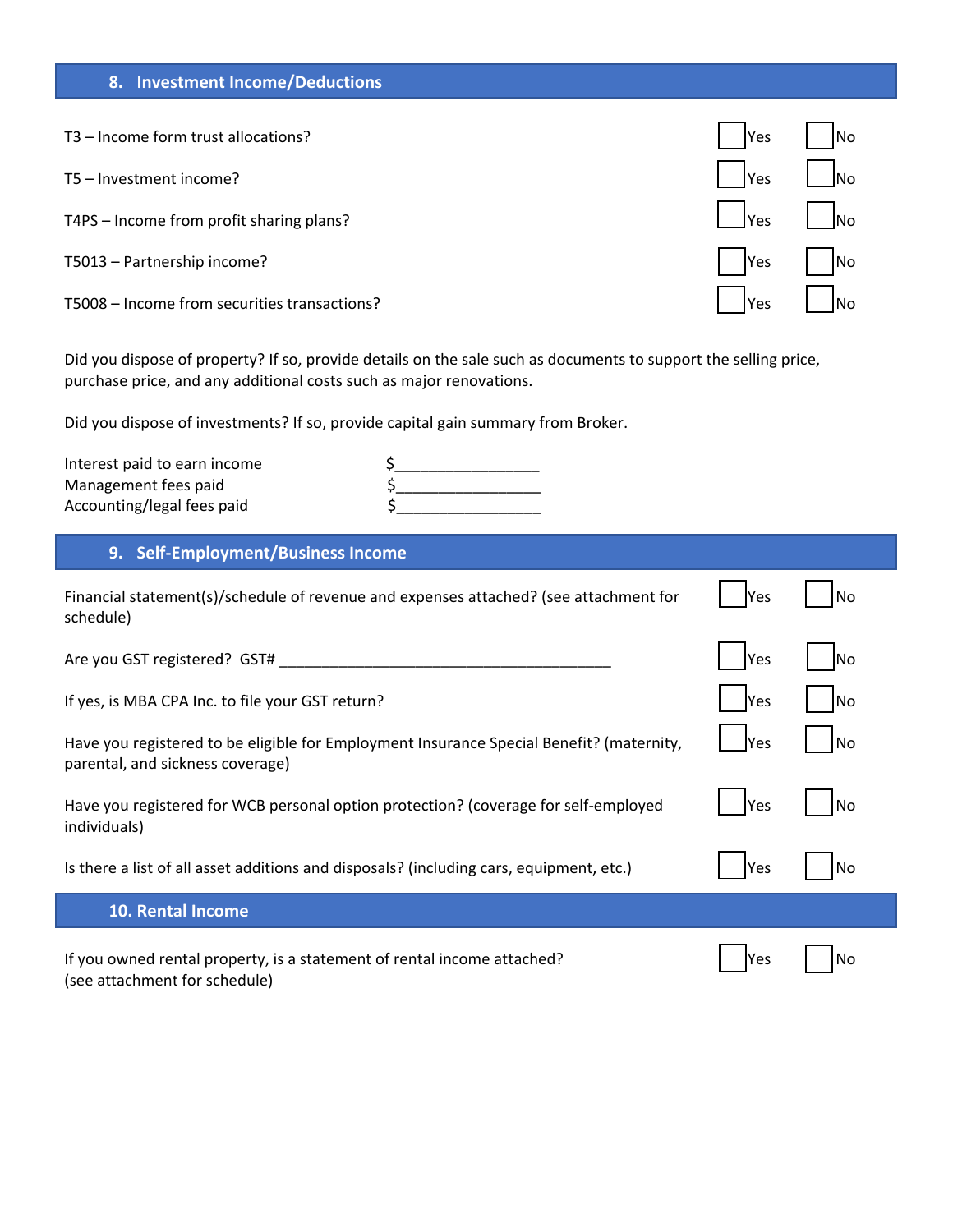## 8. Investment Income/Deductions

| | | |
|---|---|---|
| T3 – Income form trust allocations? | ☐ Yes | ☐ No |
| T5 – Investment income? | ☐ Yes | ☐ No |
| T4PS – Income from profit sharing plans? | ☐ Yes | ☐ No |
| T5013 – Partnership income? | ☐ Yes | ☐ No |
| T5008 – Income from securities transactions? | ☐ Yes | ☐ No |

Did you dispose of property? If so, provide details on the sale such as documents to support the selling price, purchase price, and any additional costs such as major renovations.

Did you dispose of investments? If so, provide capital gain summary from Broker.

Interest paid to earn income $_________________
Management fees paid $_________________
Accounting/legal fees paid $_________________

## 9. Self-Employment/Business Income

| | | |
|---|---|---|
| Financial statement(s)/schedule of revenue and expenses attached? (see attachment for schedule) | ☐ Yes | ☐ No |
| Are you GST registered? GST# ________________________________________ | ☐ Yes | ☐ No |
| If yes, is MBA CPA Inc. to file your GST return? | ☐ Yes | ☐ No |
| Have you registered to be eligible for Employment Insurance Special Benefit? (maternity, parental, and sickness coverage) | ☐ Yes | ☐ No |
| Have you registered for WCB personal option protection? (coverage for self-employed individuals) | ☐ Yes | ☐ No |
| Is there a list of all asset additions and disposals? (including cars, equipment, etc.) | ☐ Yes | ☐ No |

## 10. Rental Income

| | | |
|---|---|---|
| If you owned rental property, is a statement of rental income attached? (see attachment for schedule) | ☐ Yes | ☐ No |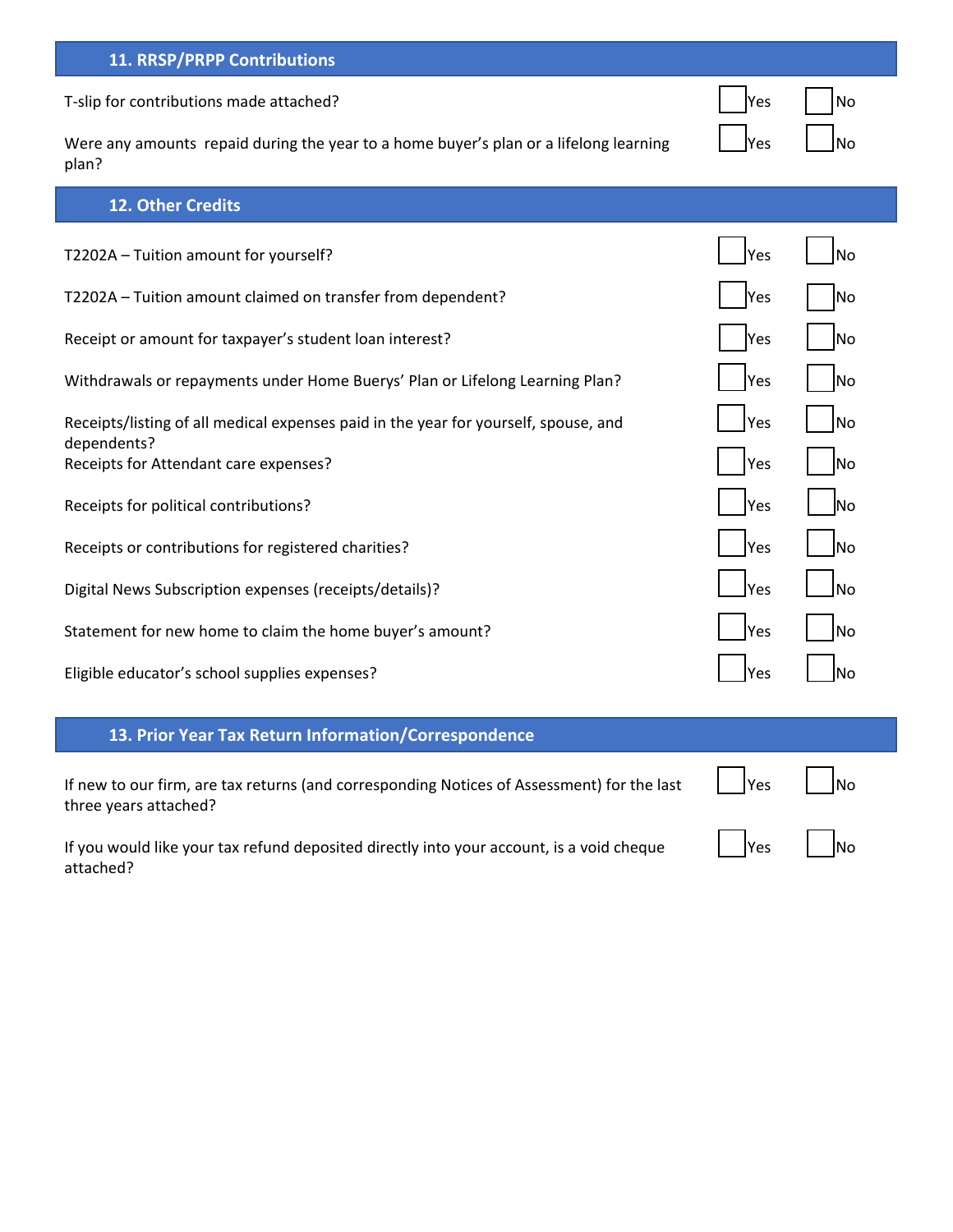## 11. RRSP/PRPP Contributions

| | | |
|---|---|---|
| T-slip for contributions made attached? | ☐ Yes | ☐ No |
| Were any amounts repaid during the year to a home buyer's plan or a lifelong learning plan? | ☐ Yes | ☐ No |

## 12. Other Credits

| | | |
|---|---|---|
| T2202A – Tuition amount for yourself? | ☐ Yes | ☐ No |
| T2202A – Tuition amount claimed on transfer from dependent? | ☐ Yes | ☐ No |
| Receipt or amount for taxpayer's student loan interest? | ☐ Yes | ☐ No |
| Withdrawals or repayments under Home Buerys' Plan or Lifelong Learning Plan? | ☐ Yes | ☐ No |
| Receipts/listing of all medical expenses paid in the year for yourself, spouse, and dependents? | ☐ Yes | ☐ No |
| Receipts for Attendant care expenses? | ☐ Yes | ☐ No |
| Receipts for political contributions? | ☐ Yes | ☐ No |
| Receipts or contributions for registered charities? | ☐ Yes | ☐ No |
| Digital News Subscription expenses (receipts/details)? | ☐ Yes | ☐ No |
| Statement for new home to claim the home buyer's amount? | ☐ Yes | ☐ No |
| Eligible educator's school supplies expenses? | ☐ Yes | ☐ No |

## 13. Prior Year Tax Return Information/Correspondence

| | | |
|---|---|---|
| If new to our firm, are tax returns (and corresponding Notices of Assessment) for the last three years attached? | ☐ Yes | ☐ No |
| If you would like your tax refund deposited directly into your account, is a void cheque attached? | ☐ Yes | ☐ No |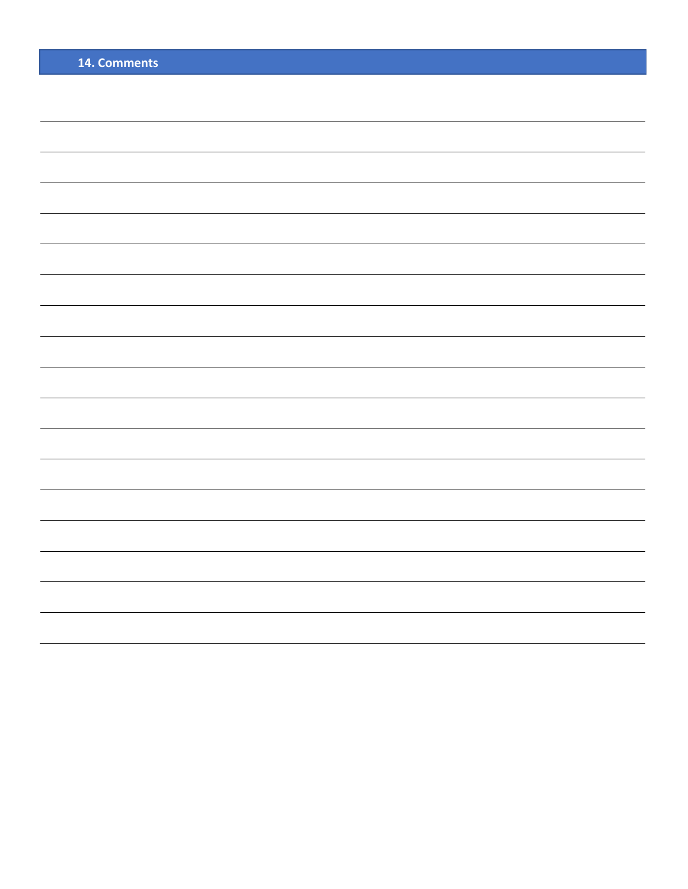## 14. Comments